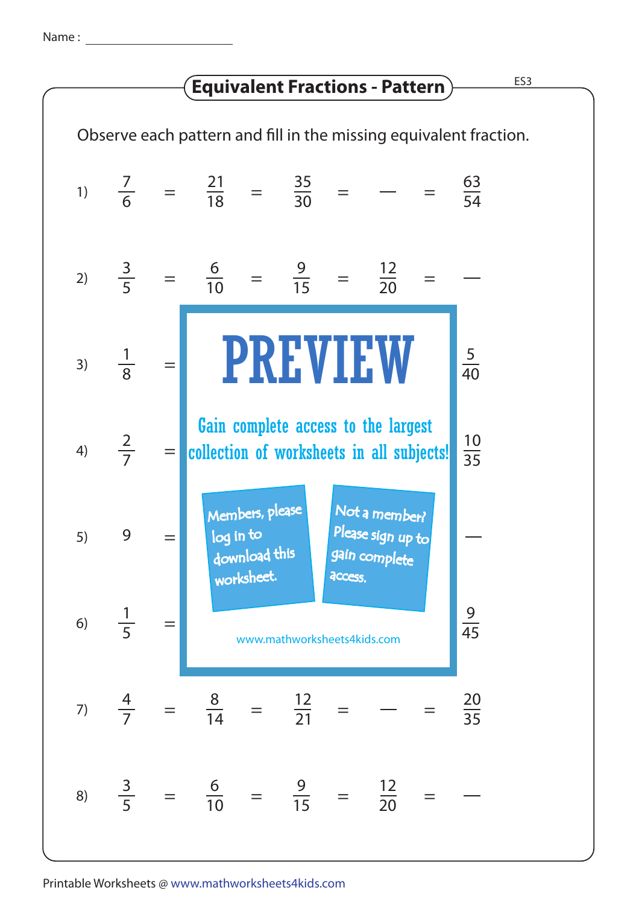Name : ____________________

# Equivalent Fractions - Pattern

ES3

Observe each pattern and fill in the missing equivalent fraction.

1) $\frac{7}{6} = \frac{21}{18} = \frac{35}{30} = \text{—} = \frac{63}{54}$

2) $\frac{3}{5} = \frac{6}{10} = \frac{9}{15} = \frac{12}{20} = \text{—}$

3) $\frac{1}{8} =$ ... $\frac{5}{40}$

4) $\frac{2}{7} =$ ... $\frac{10}{35}$

5) $9 =$ ... —

6) $\frac{1}{5} =$ ... $\frac{9}{45}$

**PREVIEW**

Gain complete access to the largest collection of worksheets in all subjects!

Members, please log in to download this worksheet.

Not a member? Please sign up to gain complete access.

www.mathworksheets4kids.com

7) $\frac{4}{7} = \frac{8}{14} = \frac{12}{21} = \text{—} = \frac{20}{35}$

8) $\frac{3}{5} = \frac{6}{10} = \frac{9}{15} = \frac{12}{20} = \text{—}$

Printable Worksheets @ www.mathworksheets4kids.com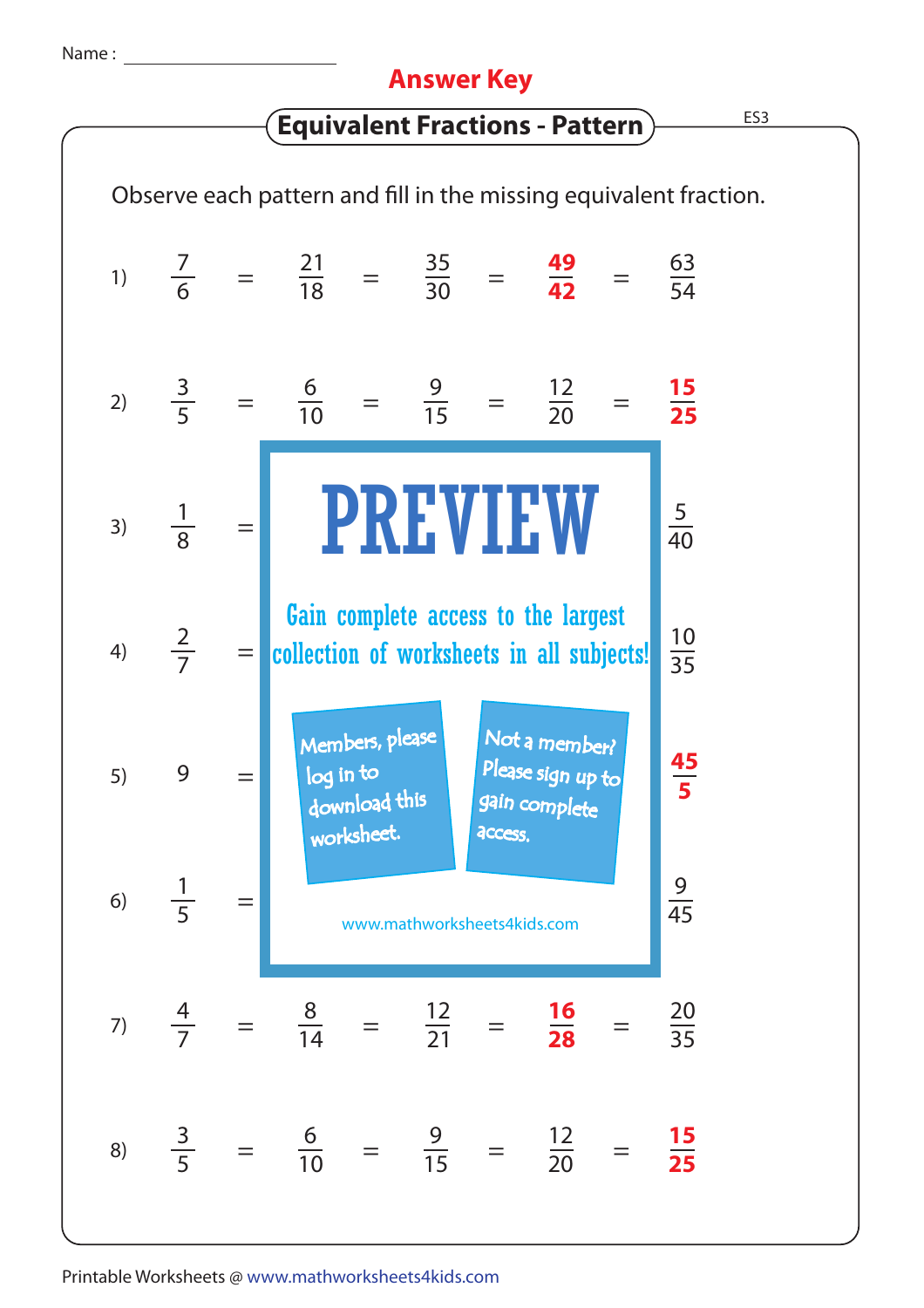Name : ______________________

**Answer Key**

## Equivalent Fractions - Pattern

ES3

Observe each pattern and fill in the missing equivalent fraction.

1) $\frac{7}{6} = \frac{21}{18} = \frac{35}{30} = \frac{49}{42} = \frac{63}{54}$

2) $\frac{3}{5} = \frac{6}{10} = \frac{9}{15} = \frac{12}{20} = \frac{15}{25}$

3) $\frac{1}{8} =$ ... $\frac{5}{40}$

4) $\frac{2}{7} =$ ... $\frac{10}{35}$

5) $9 =$ ... $\frac{45}{5}$

6) $\frac{1}{5} =$ ... $\frac{9}{45}$

7) $\frac{4}{7} = \frac{8}{14} = \frac{12}{21} = \frac{16}{28} = \frac{20}{35}$

8) $\frac{3}{5} = \frac{6}{10} = \frac{9}{15} = \frac{12}{20} = \frac{15}{25}$

**PREVIEW**

Gain complete access to the largest collection of worksheets in all subjects!

Members, please log in to download this worksheet.

Not a member? Please sign up to gain complete access.

www.mathworksheets4kids.com

Printable Worksheets @ www.mathworksheets4kids.com